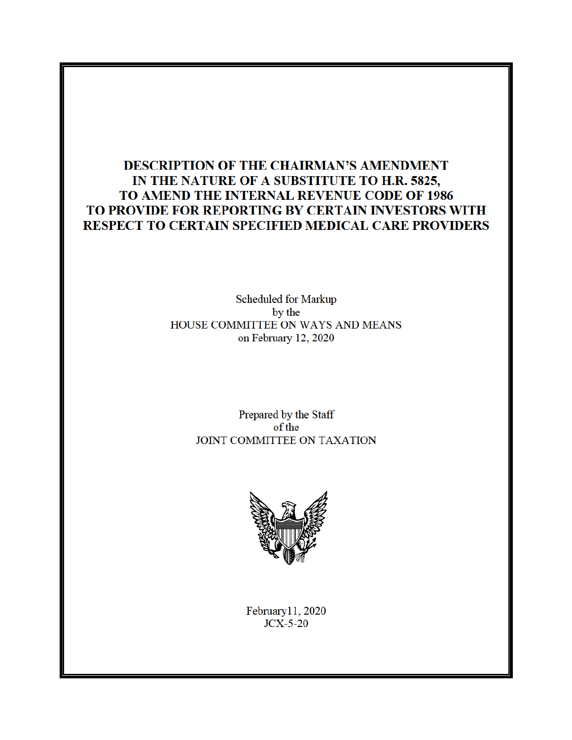# DESCRIPTION OF THE CHAIRMAN'S AMENDMENT IN THE NATURE OF A SUBSTITUTE TO H.R. 5825, TO AMEND THE INTERNAL REVENUE CODE OF 1986 TO PROVIDE FOR REPORTING BY CERTAIN INVESTORS WITH RESPECT TO CERTAIN SPECIFIED MEDICAL CARE PROVIDERS

Scheduled for Markup
by the
HOUSE COMMITTEE ON WAYS AND MEANS
on February 12, 2020

Prepared by the Staff
of the
JOINT COMMITTEE ON TAXATION

February11, 2020
JCX-5-20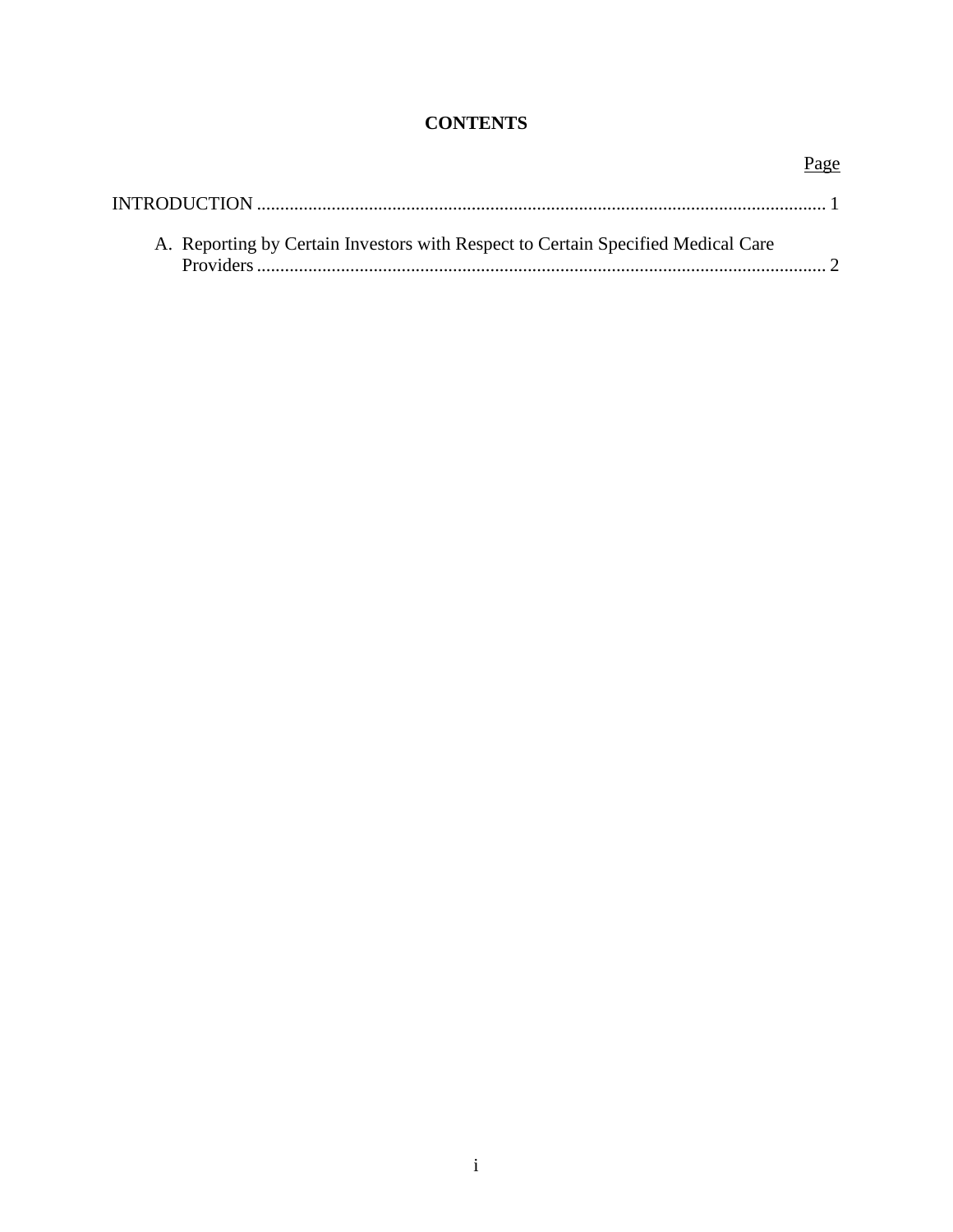# CONTENTS

Page

INTRODUCTION ........................................................................................................................ 1

A. Reporting by Certain Investors with Respect to Certain Specified Medical Care Providers ........................................................................................................................ 2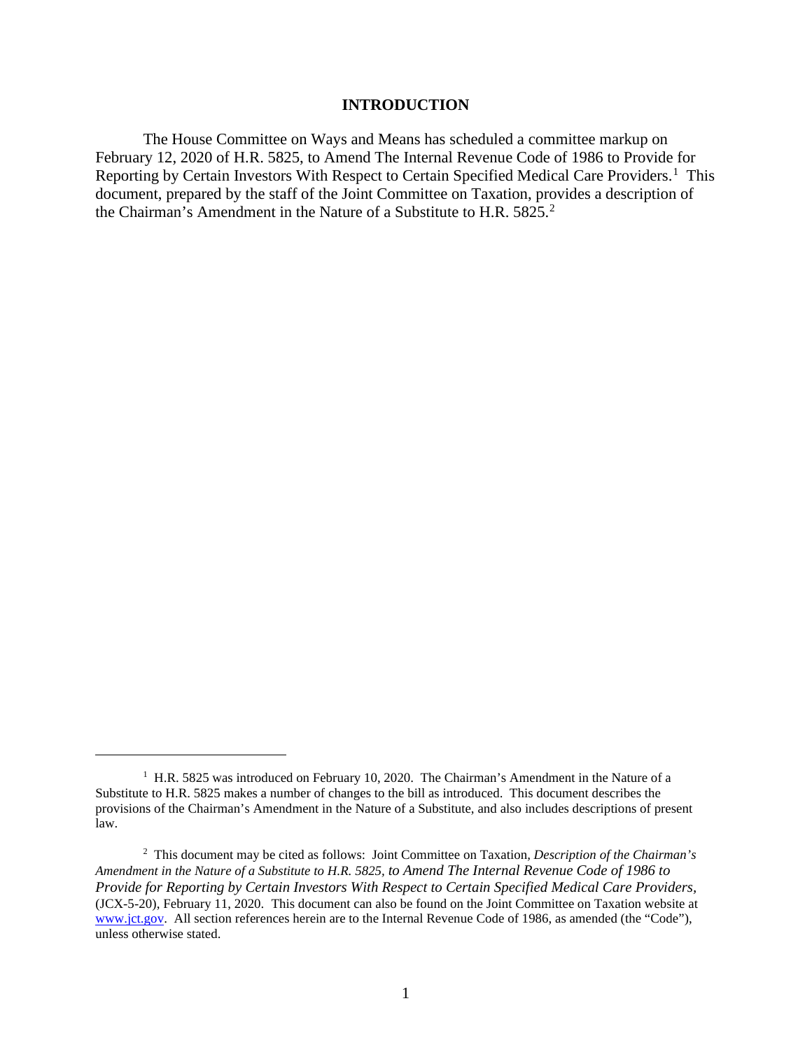# INTRODUCTION

The House Committee on Ways and Means has scheduled a committee markup on February 12, 2020 of H.R. 5825, to Amend The Internal Revenue Code of 1986 to Provide for Reporting by Certain Investors With Respect to Certain Specified Medical Care Providers.[1] This document, prepared by the staff of the Joint Committee on Taxation, provides a description of the Chairman's Amendment in the Nature of a Substitute to H.R. 5825.[2]

---

[1] H.R. 5825 was introduced on February 10, 2020. The Chairman's Amendment in the Nature of a Substitute to H.R. 5825 makes a number of changes to the bill as introduced. This document describes the provisions of the Chairman's Amendment in the Nature of a Substitute, and also includes descriptions of present law.

[2] This document may be cited as follows: Joint Committee on Taxation, *Description of the Chairman's Amendment in the Nature of a Substitute to H.R. 5825, to Amend The Internal Revenue Code of 1986 to Provide for Reporting by Certain Investors With Respect to Certain Specified Medical Care Providers*, (JCX-5-20), February 11, 2020. This document can also be found on the Joint Committee on Taxation website at www.jct.gov. All section references herein are to the Internal Revenue Code of 1986, as amended (the "Code"), unless otherwise stated.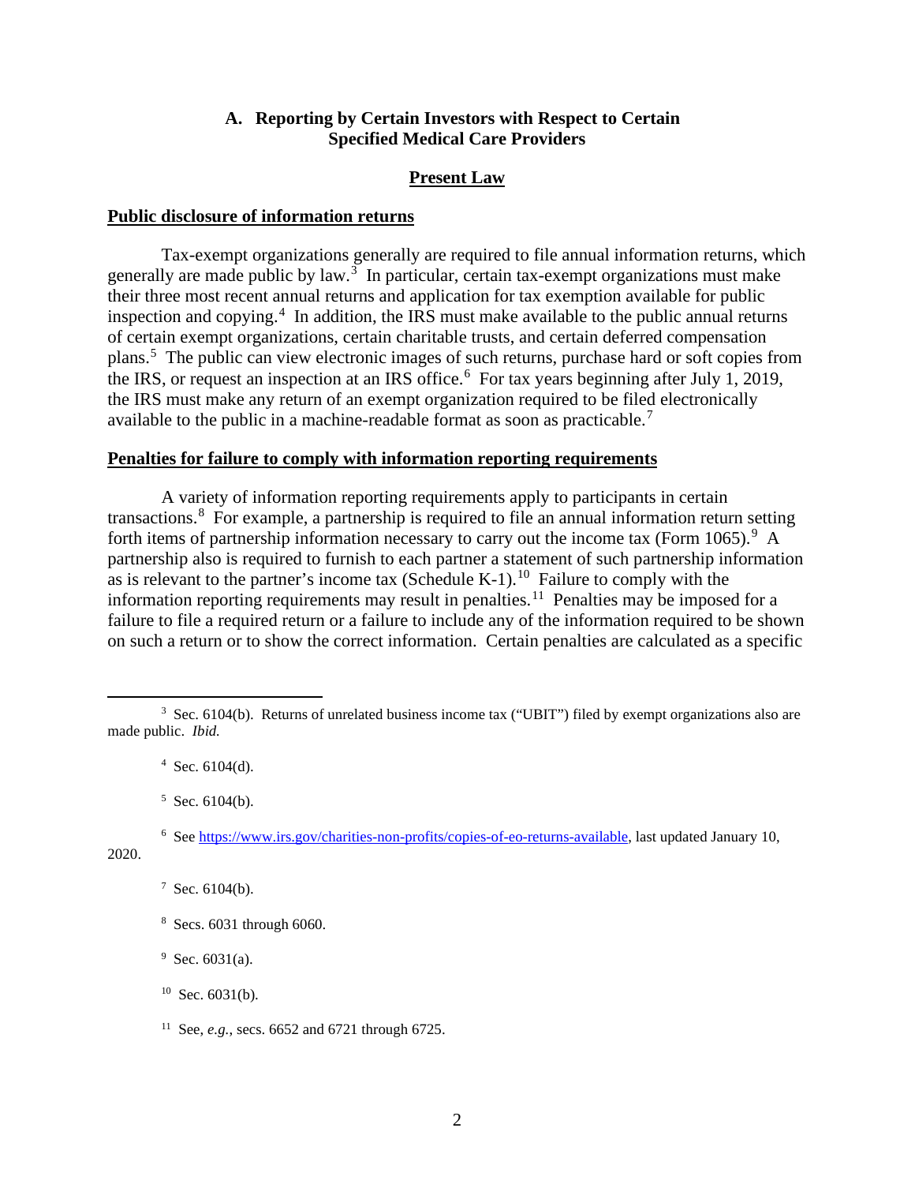### A. Reporting by Certain Investors with Respect to Certain Specified Medical Care Providers

#### Present Law

**Public disclosure of information returns**

Tax-exempt organizations generally are required to file annual information returns, which generally are made public by law.[3] In particular, certain tax-exempt organizations must make their three most recent annual returns and application for tax exemption available for public inspection and copying.[4] In addition, the IRS must make available to the public annual returns of certain exempt organizations, certain charitable trusts, and certain deferred compensation plans.[5] The public can view electronic images of such returns, purchase hard or soft copies from the IRS, or request an inspection at an IRS office.[6] For tax years beginning after July 1, 2019, the IRS must make any return of an exempt organization required to be filed electronically available to the public in a machine-readable format as soon as practicable.[7]

**Penalties for failure to comply with information reporting requirements**

A variety of information reporting requirements apply to participants in certain transactions.[8] For example, a partnership is required to file an annual information return setting forth items of partnership information necessary to carry out the income tax (Form 1065).[9] A partnership also is required to furnish to each partner a statement of such partnership information as is relevant to the partner's income tax (Schedule K-1).[10] Failure to comply with the information reporting requirements may result in penalties.[11] Penalties may be imposed for a failure to file a required return or a failure to include any of the information required to be shown on such a return or to show the correct information. Certain penalties are calculated as a specific

---

[3] Sec. 6104(b). Returns of unrelated business income tax ("UBIT") filed by exempt organizations also are made public. *Ibid.*

[4] Sec. 6104(d).

[5] Sec. 6104(b).

[6] See https://www.irs.gov/charities-non-profits/copies-of-eo-returns-available, last updated January 10, 2020.

[7] Sec. 6104(b).

[8] Secs. 6031 through 6060.

[9] Sec. 6031(a).

[10] Sec. 6031(b).

[11] See, *e.g.*, secs. 6652 and 6721 through 6725.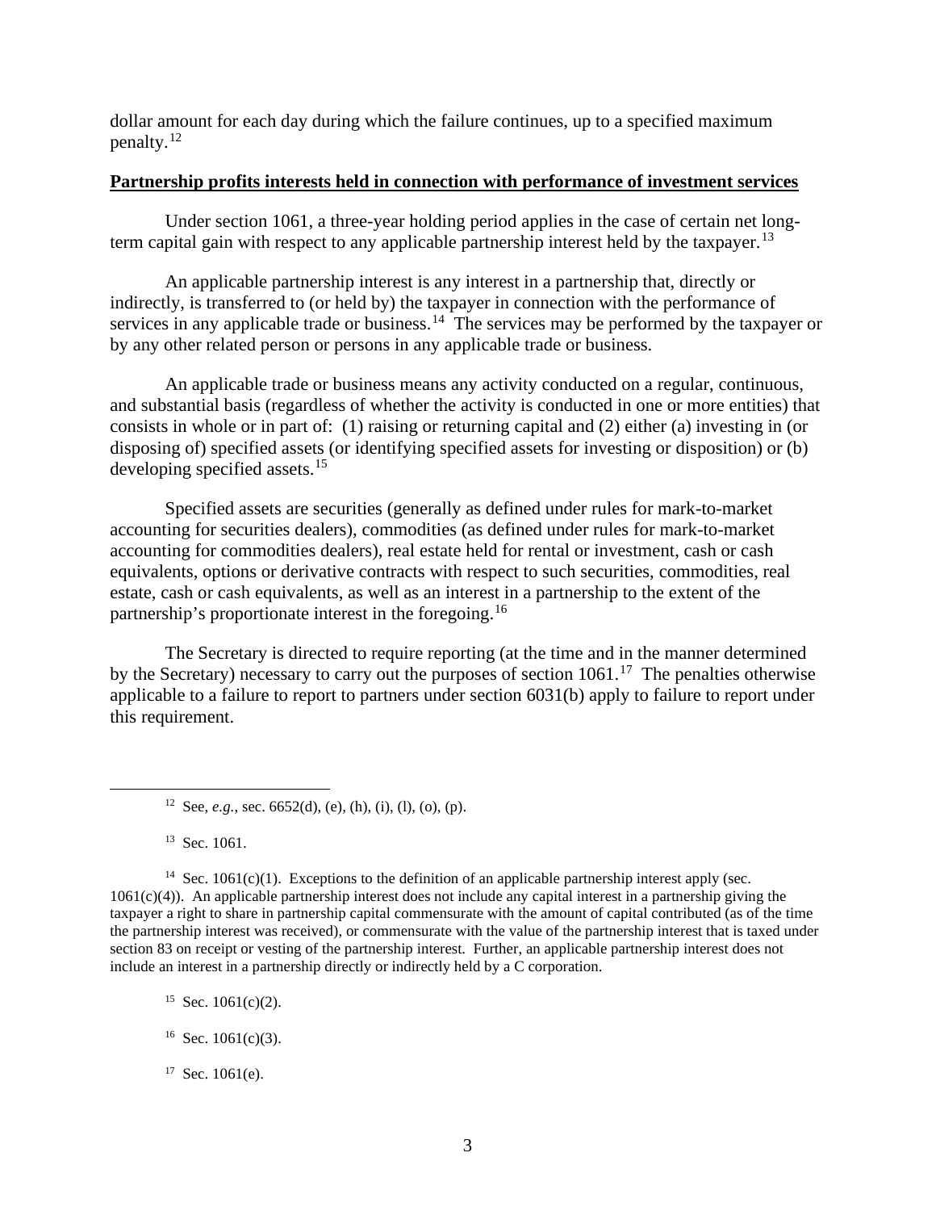dollar amount for each day during which the failure continues, up to a specified maximum penalty.[12]

**Partnership profits interests held in connection with performance of investment services**

Under section 1061, a three-year holding period applies in the case of certain net long-term capital gain with respect to any applicable partnership interest held by the taxpayer.[13]

An applicable partnership interest is any interest in a partnership that, directly or indirectly, is transferred to (or held by) the taxpayer in connection with the performance of services in any applicable trade or business.[14] The services may be performed by the taxpayer or by any other related person or persons in any applicable trade or business.

An applicable trade or business means any activity conducted on a regular, continuous, and substantial basis (regardless of whether the activity is conducted in one or more entities) that consists in whole or in part of: (1) raising or returning capital and (2) either (a) investing in (or disposing of) specified assets (or identifying specified assets for investing or disposition) or (b) developing specified assets.[15]

Specified assets are securities (generally as defined under rules for mark-to-market accounting for securities dealers), commodities (as defined under rules for mark-to-market accounting for commodities dealers), real estate held for rental or investment, cash or cash equivalents, options or derivative contracts with respect to such securities, commodities, real estate, cash or cash equivalents, as well as an interest in a partnership to the extent of the partnership's proportionate interest in the foregoing.[16]

The Secretary is directed to require reporting (at the time and in the manner determined by the Secretary) necessary to carry out the purposes of section 1061.[17] The penalties otherwise applicable to a failure to report to partners under section 6031(b) apply to failure to report under this requirement.

---

[12] See, *e.g.*, sec. 6652(d), (e), (h), (i), (l), (o), (p).

[13] Sec. 1061.

[14] Sec. 1061(c)(1). Exceptions to the definition of an applicable partnership interest apply (sec. 1061(c)(4)). An applicable partnership interest does not include any capital interest in a partnership giving the taxpayer a right to share in partnership capital commensurate with the amount of capital contributed (as of the time the partnership interest was received), or commensurate with the value of the partnership interest that is taxed under section 83 on receipt or vesting of the partnership interest. Further, an applicable partnership interest does not include an interest in a partnership directly or indirectly held by a C corporation.

[15] Sec. 1061(c)(2).

[16] Sec. 1061(c)(3).

[17] Sec. 1061(e).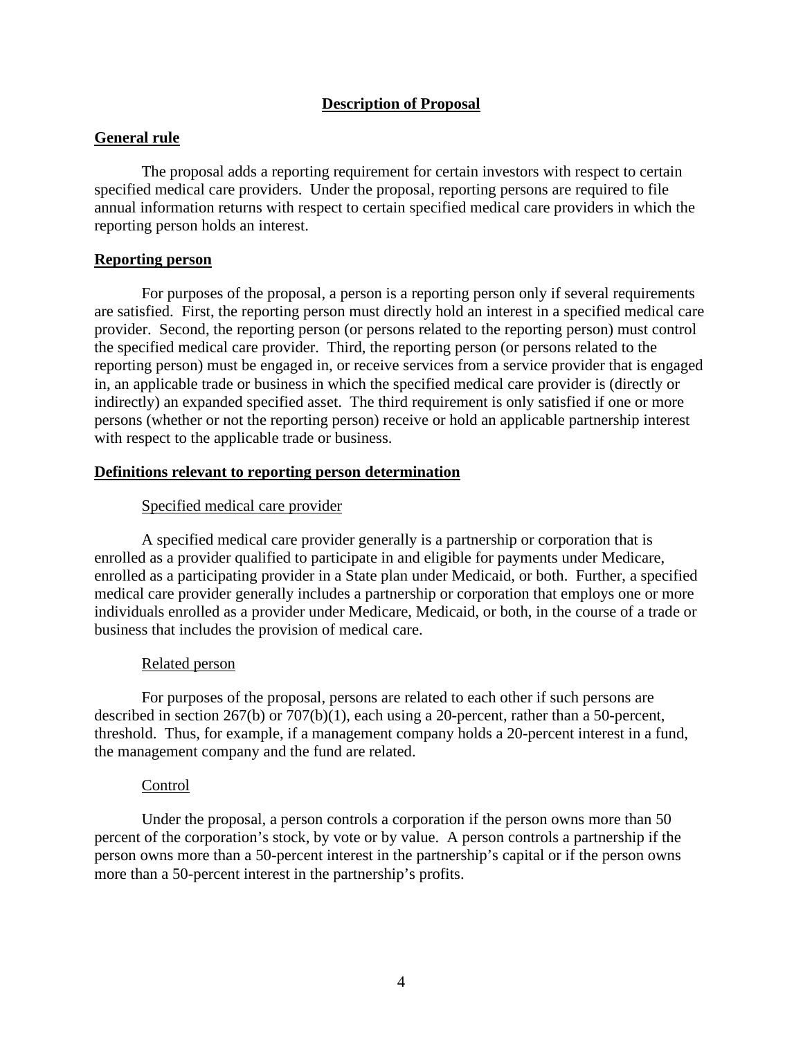## Description of Proposal

### General rule

The proposal adds a reporting requirement for certain investors with respect to certain specified medical care providers. Under the proposal, reporting persons are required to file annual information returns with respect to certain specified medical care providers in which the reporting person holds an interest.

### Reporting person

For purposes of the proposal, a person is a reporting person only if several requirements are satisfied. First, the reporting person must directly hold an interest in a specified medical care provider. Second, the reporting person (or persons related to the reporting person) must control the specified medical care provider. Third, the reporting person (or persons related to the reporting person) must be engaged in, or receive services from a service provider that is engaged in, an applicable trade or business in which the specified medical care provider is (directly or indirectly) an expanded specified asset. The third requirement is only satisfied if one or more persons (whether or not the reporting person) receive or hold an applicable partnership interest with respect to the applicable trade or business.

### Definitions relevant to reporting person determination

#### Specified medical care provider

A specified medical care provider generally is a partnership or corporation that is enrolled as a provider qualified to participate in and eligible for payments under Medicare, enrolled as a participating provider in a State plan under Medicaid, or both. Further, a specified medical care provider generally includes a partnership or corporation that employs one or more individuals enrolled as a provider under Medicare, Medicaid, or both, in the course of a trade or business that includes the provision of medical care.

#### Related person

For purposes of the proposal, persons are related to each other if such persons are described in section 267(b) or 707(b)(1), each using a 20-percent, rather than a 50-percent, threshold. Thus, for example, if a management company holds a 20-percent interest in a fund, the management company and the fund are related.

#### Control

Under the proposal, a person controls a corporation if the person owns more than 50 percent of the corporation's stock, by vote or by value. A person controls a partnership if the person owns more than a 50-percent interest in the partnership's capital or if the person owns more than a 50-percent interest in the partnership's profits.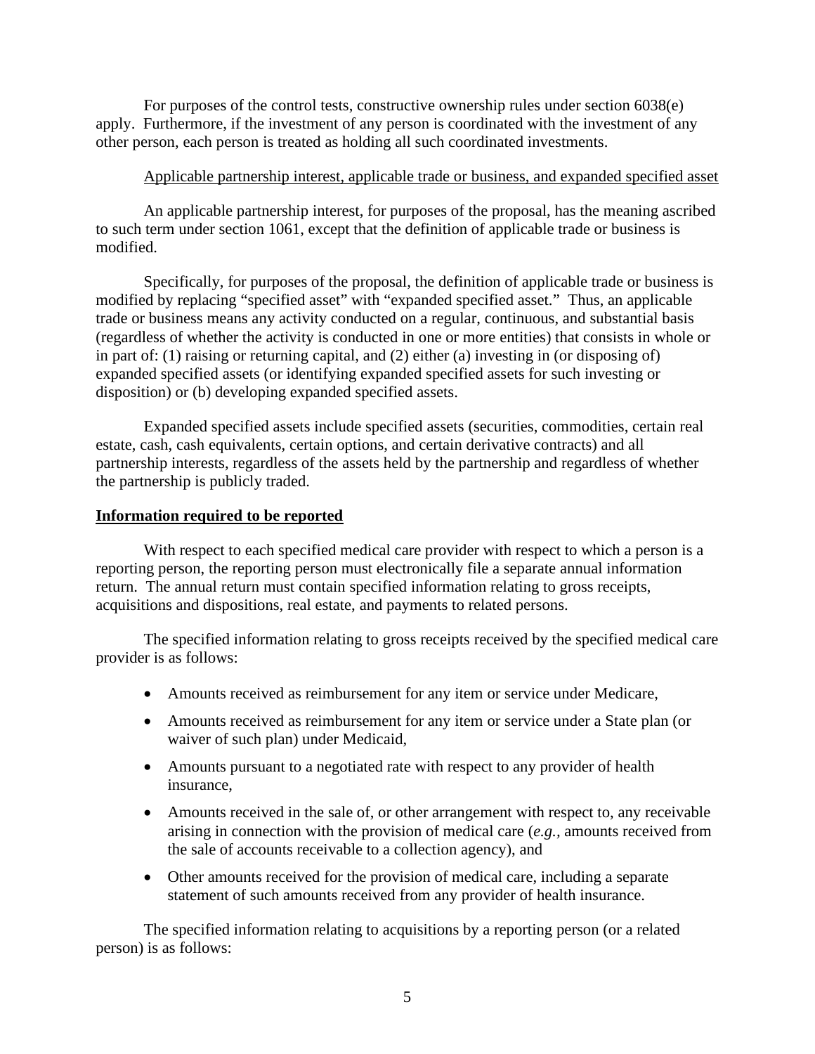For purposes of the control tests, constructive ownership rules under section 6038(e) apply. Furthermore, if the investment of any person is coordinated with the investment of any other person, each person is treated as holding all such coordinated investments.

Applicable partnership interest, applicable trade or business, and expanded specified asset

An applicable partnership interest, for purposes of the proposal, has the meaning ascribed to such term under section 1061, except that the definition of applicable trade or business is modified.

Specifically, for purposes of the proposal, the definition of applicable trade or business is modified by replacing "specified asset" with "expanded specified asset." Thus, an applicable trade or business means any activity conducted on a regular, continuous, and substantial basis (regardless of whether the activity is conducted in one or more entities) that consists in whole or in part of: (1) raising or returning capital, and (2) either (a) investing in (or disposing of) expanded specified assets (or identifying expanded specified assets for such investing or disposition) or (b) developing expanded specified assets.

Expanded specified assets include specified assets (securities, commodities, certain real estate, cash, cash equivalents, certain options, and certain derivative contracts) and all partnership interests, regardless of the assets held by the partnership and regardless of whether the partnership is publicly traded.

**Information required to be reported**

With respect to each specified medical care provider with respect to which a person is a reporting person, the reporting person must electronically file a separate annual information return. The annual return must contain specified information relating to gross receipts, acquisitions and dispositions, real estate, and payments to related persons.

The specified information relating to gross receipts received by the specified medical care provider is as follows:

- Amounts received as reimbursement for any item or service under Medicare,
- Amounts received as reimbursement for any item or service under a State plan (or waiver of such plan) under Medicaid,
- Amounts pursuant to a negotiated rate with respect to any provider of health insurance,
- Amounts received in the sale of, or other arrangement with respect to, any receivable arising in connection with the provision of medical care (*e.g.*, amounts received from the sale of accounts receivable to a collection agency), and
- Other amounts received for the provision of medical care, including a separate statement of such amounts received from any provider of health insurance.

The specified information relating to acquisitions by a reporting person (or a related person) is as follows: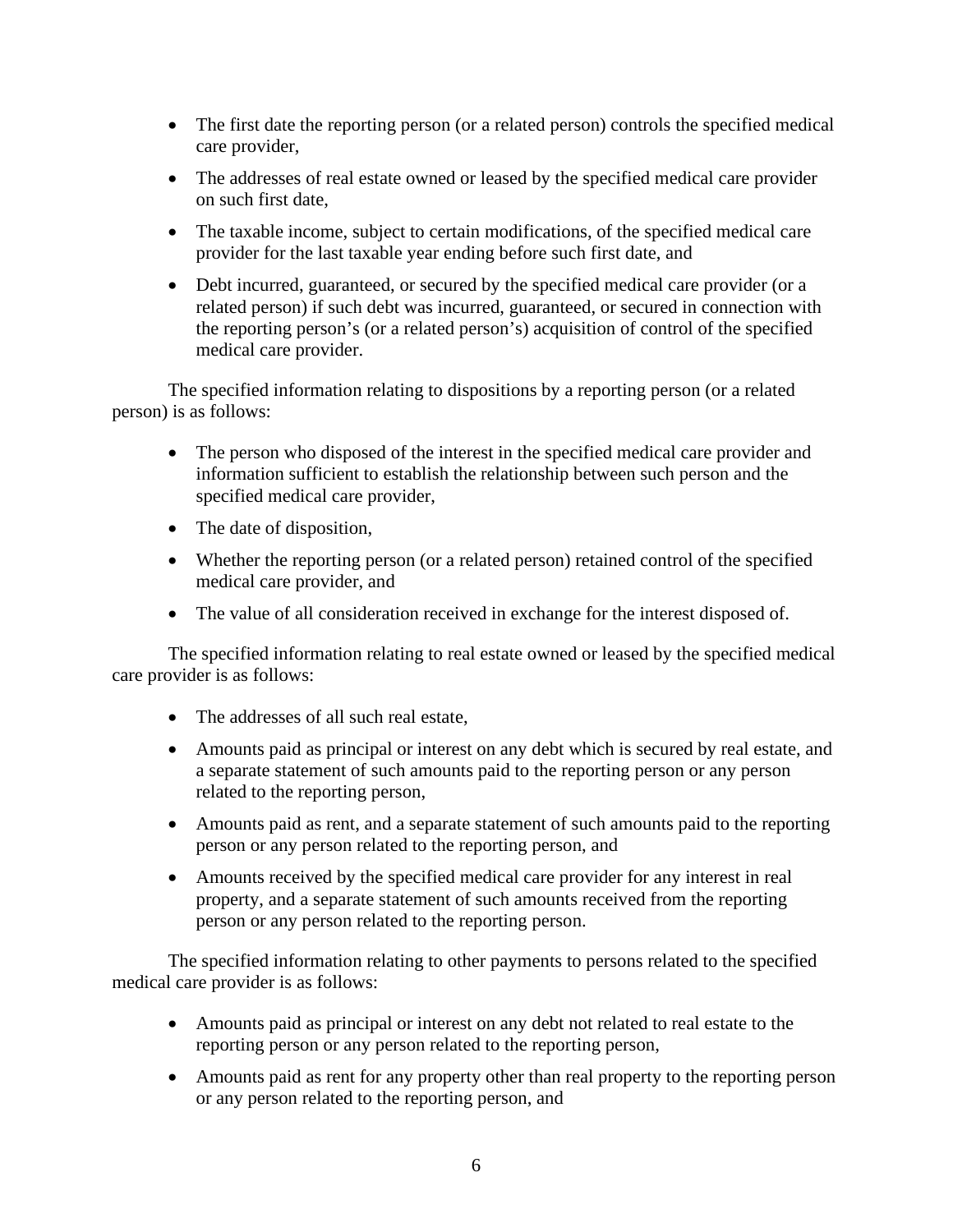- The first date the reporting person (or a related person) controls the specified medical care provider,
- The addresses of real estate owned or leased by the specified medical care provider on such first date,
- The taxable income, subject to certain modifications, of the specified medical care provider for the last taxable year ending before such first date, and
- Debt incurred, guaranteed, or secured by the specified medical care provider (or a related person) if such debt was incurred, guaranteed, or secured in connection with the reporting person's (or a related person's) acquisition of control of the specified medical care provider.

The specified information relating to dispositions by a reporting person (or a related person) is as follows:

- The person who disposed of the interest in the specified medical care provider and information sufficient to establish the relationship between such person and the specified medical care provider,
- The date of disposition,
- Whether the reporting person (or a related person) retained control of the specified medical care provider, and
- The value of all consideration received in exchange for the interest disposed of.

The specified information relating to real estate owned or leased by the specified medical care provider is as follows:

- The addresses of all such real estate,
- Amounts paid as principal or interest on any debt which is secured by real estate, and a separate statement of such amounts paid to the reporting person or any person related to the reporting person,
- Amounts paid as rent, and a separate statement of such amounts paid to the reporting person or any person related to the reporting person, and
- Amounts received by the specified medical care provider for any interest in real property, and a separate statement of such amounts received from the reporting person or any person related to the reporting person.

The specified information relating to other payments to persons related to the specified medical care provider is as follows:

- Amounts paid as principal or interest on any debt not related to real estate to the reporting person or any person related to the reporting person,
- Amounts paid as rent for any property other than real property to the reporting person or any person related to the reporting person, and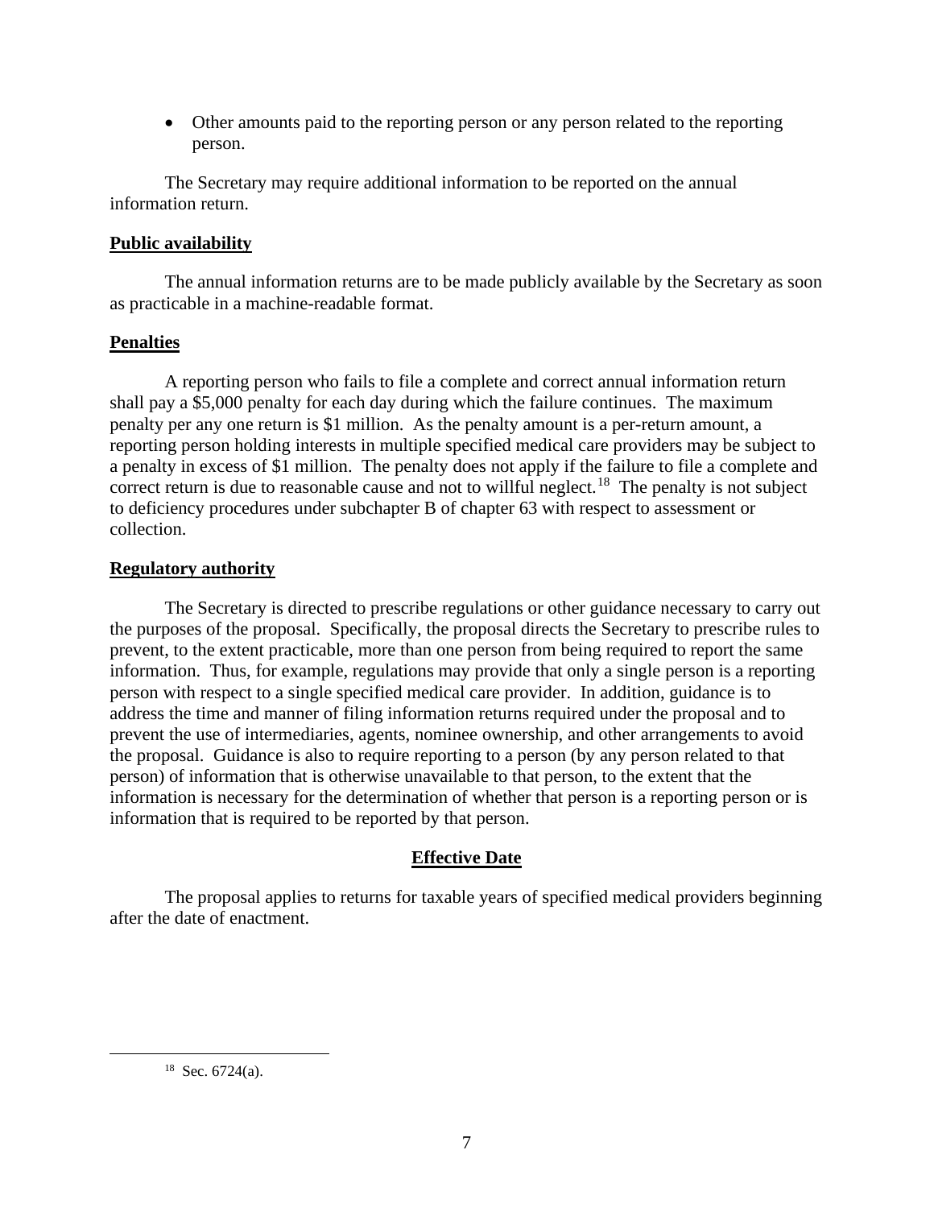- Other amounts paid to the reporting person or any person related to the reporting person.

The Secretary may require additional information to be reported on the annual information return.

**Public availability**

The annual information returns are to be made publicly available by the Secretary as soon as practicable in a machine-readable format.

**Penalties**

A reporting person who fails to file a complete and correct annual information return shall pay a $5,000 penalty for each day during which the failure continues. The maximum penalty per any one return is $1 million. As the penalty amount is a per-return amount, a reporting person holding interests in multiple specified medical care providers may be subject to a penalty in excess of $1 million. The penalty does not apply if the failure to file a complete and correct return is due to reasonable cause and not to willful neglect.[18] The penalty is not subject to deficiency procedures under subchapter B of chapter 63 with respect to assessment or collection.

**Regulatory authority**

The Secretary is directed to prescribe regulations or other guidance necessary to carry out the purposes of the proposal. Specifically, the proposal directs the Secretary to prescribe rules to prevent, to the extent practicable, more than one person from being required to report the same information. Thus, for example, regulations may provide that only a single person is a reporting person with respect to a single specified medical care provider. In addition, guidance is to address the time and manner of filing information returns required under the proposal and to prevent the use of intermediaries, agents, nominee ownership, and other arrangements to avoid the proposal. Guidance is also to require reporting to a person (by any person related to that person) of information that is otherwise unavailable to that person, to the extent that the information is necessary for the determination of whether that person is a reporting person or is information that is required to be reported by that person.

## Effective Date

The proposal applies to returns for taxable years of specified medical providers beginning after the date of enactment.

[18] Sec. 6724(a).